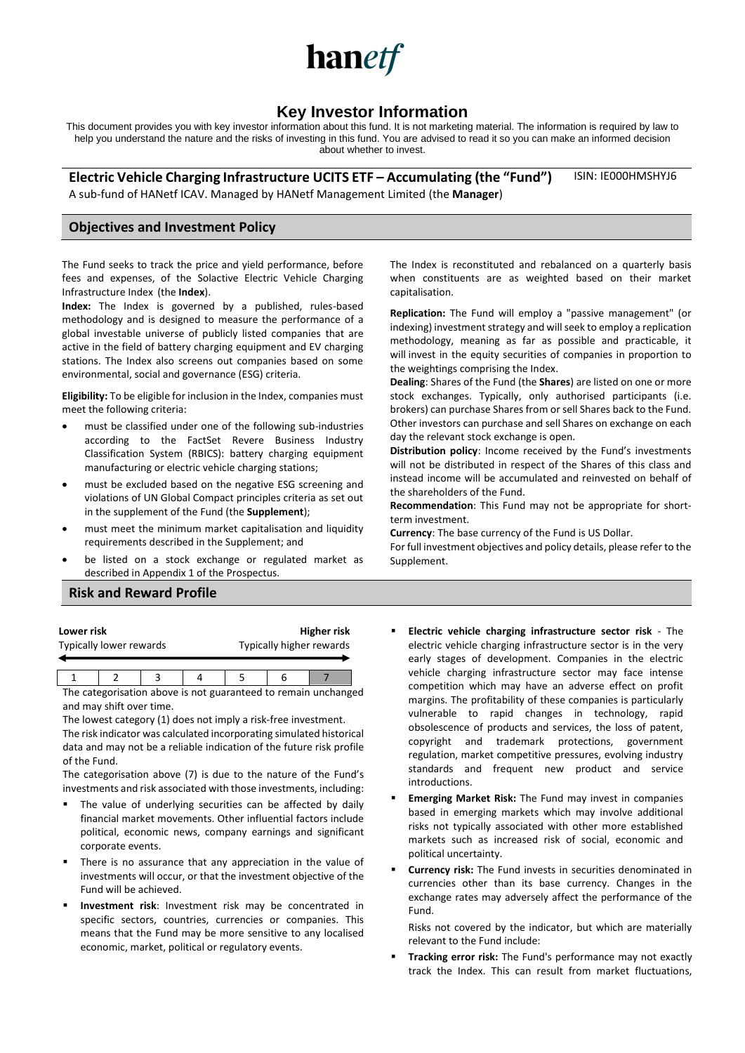hanetf

# Key Investor Information

This document provides you with key investor information about this fund. It is not marketing material. The information is required by law to help you understand the nature and the risks of investing in this fund. You are advised to read it so you can make an informed decision about whether to invest.

**Electric Vehicle Charging Infrastructure UCITS ETF – Accumulating (the "Fund")** ISIN: IE000HMSHYJ6

A sub-fund of HANetf ICAV. Managed by HANetf Management Limited (the **Manager**)

## Objectives and Investment Policy

The Fund seeks to track the price and yield performance, before fees and expenses, of the Solactive Electric Vehicle Charging Infrastructure Index (the **Index**).

**Index:** The Index is governed by a published, rules-based methodology and is designed to measure the performance of a global investable universe of publicly listed companies that are active in the field of battery charging equipment and EV charging stations. The Index also screens out companies based on some environmental, social and governance (ESG) criteria.

**Eligibility:** To be eligible for inclusion in the Index, companies must meet the following criteria:

- must be classified under one of the following sub-industries according to the FactSet Revere Business Industry Classification System (RBICS): battery charging equipment manufacturing or electric vehicle charging stations;
- must be excluded based on the negative ESG screening and violations of UN Global Compact principles criteria as set out in the supplement of the Fund (the **Supplement**);
- must meet the minimum market capitalisation and liquidity requirements described in the Supplement; and
- be listed on a stock exchange or regulated market as described in Appendix 1 of the Prospectus.

The Index is reconstituted and rebalanced on a quarterly basis when constituents are as weighted based on their market capitalisation.

**Replication:** The Fund will employ a "passive management" (or indexing) investment strategy and will seek to employ a replication methodology, meaning as far as possible and practicable, it will invest in the equity securities of companies in proportion to the weightings comprising the Index.

**Dealing**: Shares of the Fund (the **Shares**) are listed on one or more stock exchanges. Typically, only authorised participants (i.e. brokers) can purchase Shares from or sell Shares back to the Fund. Other investors can purchase and sell Shares on exchange on each day the relevant stock exchange is open.

**Distribution policy**: Income received by the Fund's investments will not be distributed in respect of the Shares of this class and instead income will be accumulated and reinvested on behalf of the shareholders of the Fund.

**Recommendation**: This Fund may not be appropriate for short-term investment.

**Currency**: The base currency of the Fund is US Dollar.

For full investment objectives and policy details, please refer to the Supplement.

## Risk and Reward Profile

| **Lower risk** | | | | | | **Higher risk** |
|---|---|---|---|---|---|---|
| Typically lower rewards | | | | | | Typically higher rewards |
| 1 | 2 | 3 | 4 | 5 | 6 | **7** |

The categorisation above is not guaranteed to remain unchanged and may shift over time.

The lowest category (1) does not imply a risk-free investment.

The risk indicator was calculated incorporating simulated historical data and may not be a reliable indication of the future risk profile of the Fund.

The categorisation above (7) is due to the nature of the Fund's investments and risk associated with those investments, including:

- The value of underlying securities can be affected by daily financial market movements. Other influential factors include political, economic news, company earnings and significant corporate events.
- There is no assurance that any appreciation in the value of investments will occur, or that the investment objective of the Fund will be achieved.
- **Investment risk**: Investment risk may be concentrated in specific sectors, countries, currencies or companies. This means that the Fund may be more sensitive to any localised economic, market, political or regulatory events.
- **Electric vehicle charging infrastructure sector risk** - The electric vehicle charging infrastructure sector is in the very early stages of development. Companies in the electric vehicle charging infrastructure sector may face intense competition which may have an adverse effect on profit margins. The profitability of these companies is particularly vulnerable to rapid changes in technology, rapid obsolescence of products and services, the loss of patent, copyright and trademark protections, government regulation, market competitive pressures, evolving industry standards and frequent new product and service introductions.
- **Emerging Market Risk:** The Fund may invest in companies based in emerging markets which may involve additional risks not typically associated with other more established markets such as increased risk of social, economic and political uncertainty.
- **Currency risk:** The Fund invests in securities denominated in currencies other than its base currency. Changes in the exchange rates may adversely affect the performance of the Fund.

  Risks not covered by the indicator, but which are materially relevant to the Fund include:

- **Tracking error risk:** The Fund's performance may not exactly track the Index. This can result from market fluctuations,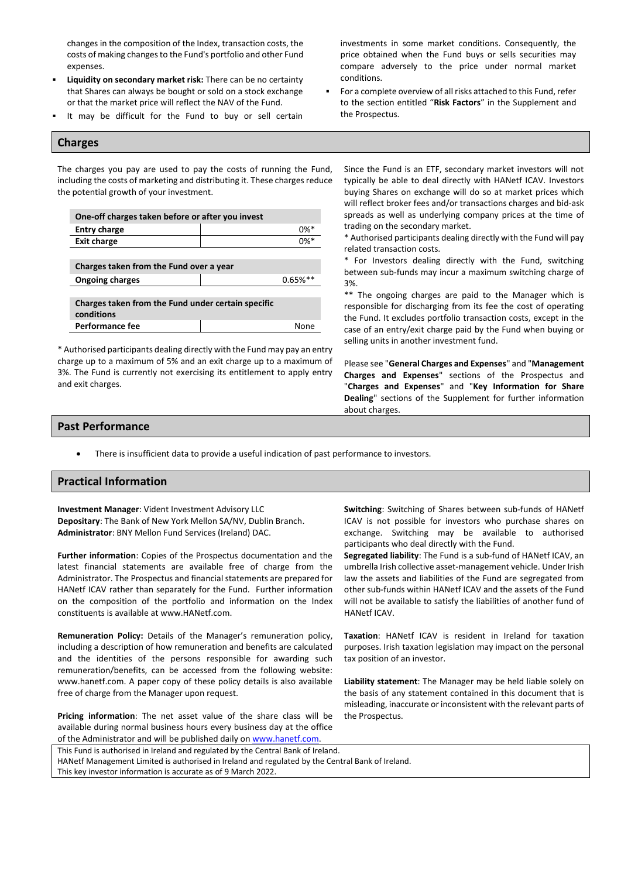changes in the composition of the Index, transaction costs, the costs of making changes to the Fund's portfolio and other Fund expenses.

- **Liquidity on secondary market risk:** There can be no certainty that Shares can always be bought or sold on a stock exchange or that the market price will reflect the NAV of the Fund.
- It may be difficult for the Fund to buy or sell certain investments in some market conditions. Consequently, the price obtained when the Fund buys or sells securities may compare adversely to the price under normal market conditions.
- For a complete overview of all risks attached to this Fund, refer to the section entitled "**Risk Factors**" in the Supplement and the Prospectus.

## Charges

The charges you pay are used to pay the costs of running the Fund, including the costs of marketing and distributing it. These charges reduce the potential growth of your investment.

| One-off charges taken before or after you invest | |
|---|---|
| **Entry charge** | 0%* |
| **Exit charge** | 0%* |
| **Charges taken from the Fund over a year** | |
| **Ongoing charges** | 0.65%** |
| **Charges taken from the Fund under certain specific conditions** | |
| **Performance fee** | None |

* Authorised participants dealing directly with the Fund may pay an entry charge up to a maximum of 5% and an exit charge up to a maximum of 3%. The Fund is currently not exercising its entitlement to apply entry and exit charges.

Since the Fund is an ETF, secondary market investors will not typically be able to deal directly with HANetf ICAV. Investors buying Shares on exchange will do so at market prices which will reflect broker fees and/or transactions charges and bid-ask spreads as well as underlying company prices at the time of trading on the secondary market.

* Authorised participants dealing directly with the Fund will pay related transaction costs.

* For Investors dealing directly with the Fund, switching between sub-funds may incur a maximum switching charge of 3%.

** The ongoing charges are paid to the Manager which is responsible for discharging from its fee the cost of operating the Fund. It excludes portfolio transaction costs, except in the case of an entry/exit charge paid by the Fund when buying or selling units in another investment fund.

Please see "**General Charges and Expenses**" and "**Management Charges and Expenses**" sections of the Prospectus and "**Charges and Expenses**" and "**Key Information for Share Dealing**" sections of the Supplement for further information about charges.

## Past Performance

- There is insufficient data to provide a useful indication of past performance to investors.

## Practical Information

**Investment Manager**: Vident Investment Advisory LLC
**Depositary**: The Bank of New York Mellon SA/NV, Dublin Branch.
**Administrator**: BNY Mellon Fund Services (Ireland) DAC.

**Further information**: Copies of the Prospectus documentation and the latest financial statements are available free of charge from the Administrator. The Prospectus and financial statements are prepared for HANetf ICAV rather than separately for the Fund. Further information on the composition of the portfolio and information on the Index constituents is available at www.HANetf.com.

**Remuneration Policy:** Details of the Manager's remuneration policy, including a description of how remuneration and benefits are calculated and the identities of the persons responsible for awarding such remuneration/benefits, can be accessed from the following website: www.hanetf.com. A paper copy of these policy details is also available free of charge from the Manager upon request.

**Pricing information**: The net asset value of the share class will be available during normal business hours every business day at the office of the Administrator and will be published daily on www.hanetf.com.

**Switching**: Switching of Shares between sub-funds of HANetf ICAV is not possible for investors who purchase shares on exchange. Switching may be available to authorised participants who deal directly with the Fund.

**Segregated liability**: The Fund is a sub-fund of HANetf ICAV, an umbrella Irish collective asset-management vehicle. Under Irish law the assets and liabilities of the Fund are segregated from other sub-funds within HANetf ICAV and the assets of the Fund will not be available to satisfy the liabilities of another fund of HANetf ICAV.

**Taxation**: HANetf ICAV is resident in Ireland for taxation purposes. Irish taxation legislation may impact on the personal tax position of an investor.

**Liability statement**: The Manager may be held liable solely on the basis of any statement contained in this document that is misleading, inaccurate or inconsistent with the relevant parts of the Prospectus.

This Fund is authorised in Ireland and regulated by the Central Bank of Ireland.
HANetf Management Limited is authorised in Ireland and regulated by the Central Bank of Ireland.
This key investor information is accurate as of 9 March 2022.